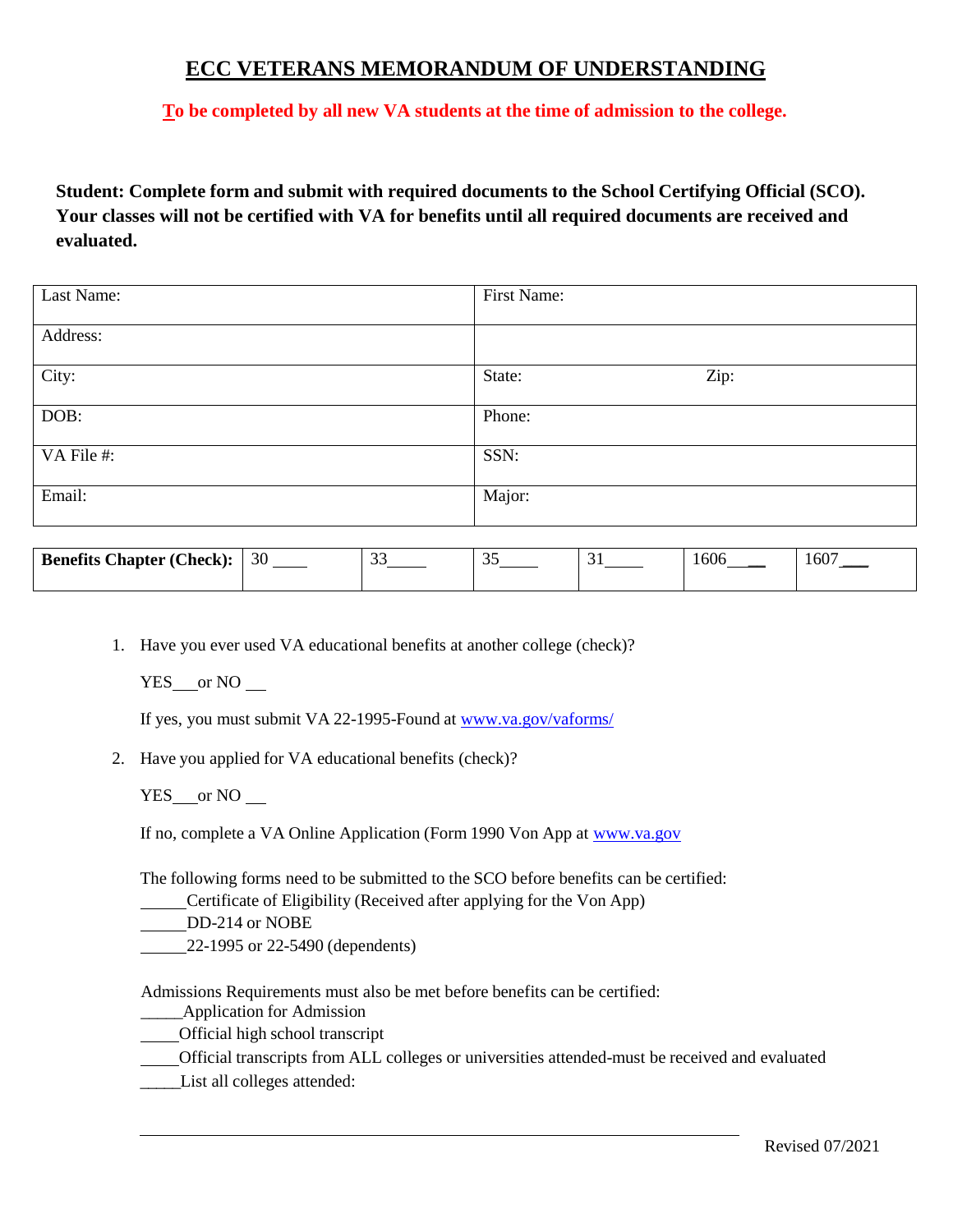# ECC VETERANS MEMORANDUM OF UNDERSTANDING

**To be completed by all new VA students at the time of admission to the college.**

**Student: Complete form and submit with required documents to the School Certifying Official (SCO). Your classes will not be certified with VA for benefits until all required documents are received and evaluated.**

| Last Name: | First Name: |
|---|---|
| Address: | |
| City: | State: Zip: |
| DOB: | Phone: |
| VA File #: | SSN: |
| Email: | Major: |

| **Benefits Chapter (Check):** | 30 ____ | 33____ | 35____ | 31____ | 1606____ | 1607____ |
|---|---|---|---|---|---|---|

1. Have you ever used VA educational benefits at another college (check)?

   YES___or NO ___

   If yes, you must submit VA 22-1995-Found at www.va.gov/vaforms/

2. Have you applied for VA educational benefits (check)?

   YES___or NO ___

   If no, complete a VA Online Application (Form 1990 Von App at www.va.gov

   The following forms need to be submitted to the SCO before benefits can be certified:
   ______Certificate of Eligibility (Received after applying for the Von App)
   ______DD-214 or NOBE
   ______22-1995 or 22-5490 (dependents)

   Admissions Requirements must also be met before benefits can be certified:
   _____Application for Admission
   _____Official high school transcript
   _____Official transcripts from ALL colleges or universities attended-must be received and evaluated
   _____List all colleges attended:

   ____________________________________________________________

Revised 07/2021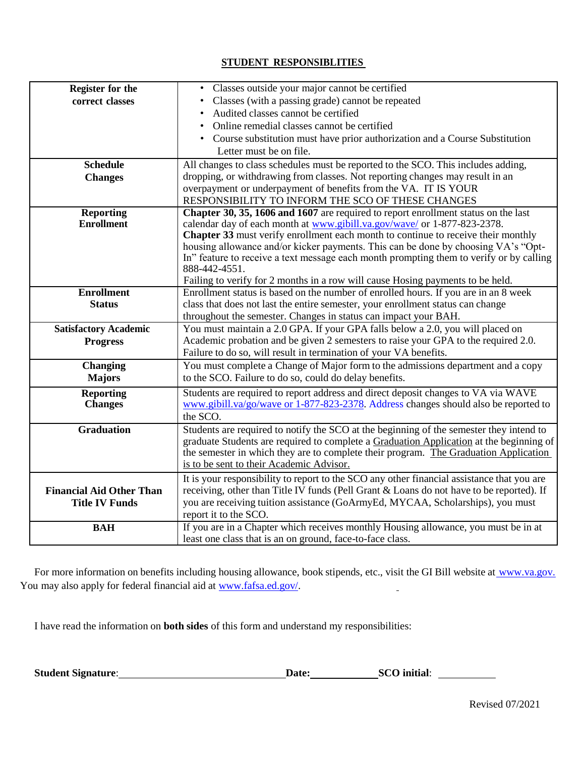## STUDENT RESPONSIBLITIES

| | |
|---|---|
| **Register for the correct classes** | • Classes outside your major cannot be certified<br>• Classes (with a passing grade) cannot be repeated<br>• Audited classes cannot be certified<br>• Online remedial classes cannot be certified<br>• Course substitution must have prior authorization and a Course Substitution Letter must be on file. |
| **Schedule Changes** | All changes to class schedules must be reported to the SCO. This includes adding, dropping, or withdrawing from classes. Not reporting changes may result in an overpayment or underpayment of benefits from the VA. IT IS YOUR RESPONSIBILITY TO INFORM THE SCO OF THESE CHANGES |
| **Reporting Enrollment** | **Chapter 30, 35, 1606 and 1607** are required to report enrollment status on the last calendar day of each month at www.gibill.va.gov/wave/ or 1-877-823-2378.<br>**Chapter 33** must verify enrollment each month to continue to receive their monthly housing allowance and/or kicker payments. This can be done by choosing VA's "Opt-In" feature to receive a text message each month prompting them to verify or by calling 888-442-4551.<br>Failing to verify for 2 months in a row will cause Hosing payments to be held. |
| **Enrollment Status** | Enrollment status is based on the number of enrolled hours. If you are in an 8 week class that does not last the entire semester, your enrollment status can change throughout the semester. Changes in status can impact your BAH. |
| **Satisfactory Academic Progress** | You must maintain a 2.0 GPA. If your GPA falls below a 2.0, you will placed on Academic probation and be given 2 semesters to raise your GPA to the required 2.0. Failure to do so, will result in termination of your VA benefits. |
| **Changing Majors** | You must complete a Change of Major form to the admissions department and a copy to the SCO. Failure to do so, could do delay benefits. |
| **Reporting Changes** | Students are required to report address and direct deposit changes to VA via WAVE www.gibill.va/go/wave or 1-877-823-2378. Address changes should also be reported to the SCO. |
| **Graduation** | Students are required to notify the SCO at the beginning of the semester they intend to graduate Students are required to complete a Graduation Application at the beginning of the semester in which they are to complete their program. The Graduation Application is to be sent to their Academic Advisor. |
| **Financial Aid Other Than Title IV Funds** | It is your responsibility to report to the SCO any other financial assistance that you are receiving, other than Title IV funds (Pell Grant & Loans do not have to be reported). If you are receiving tuition assistance (GoArmyEd, MYCAA, Scholarships), you must report it to the SCO. |
| **BAH** | If you are in a Chapter which receives monthly Housing allowance, you must be in at least one class that is an on ground, face-to-face class. |

For more information on benefits including housing allowance, book stipends, etc., visit the GI Bill website at www.va.gov. You may also apply for federal financial aid at www.fafsa.ed.gov/.

I have read the information on **both sides** of this form and understand my responsibilities:

**Student Signature**:______________________________ **Date:**____________ **SCO initial**: ___________

Revised 07/2021